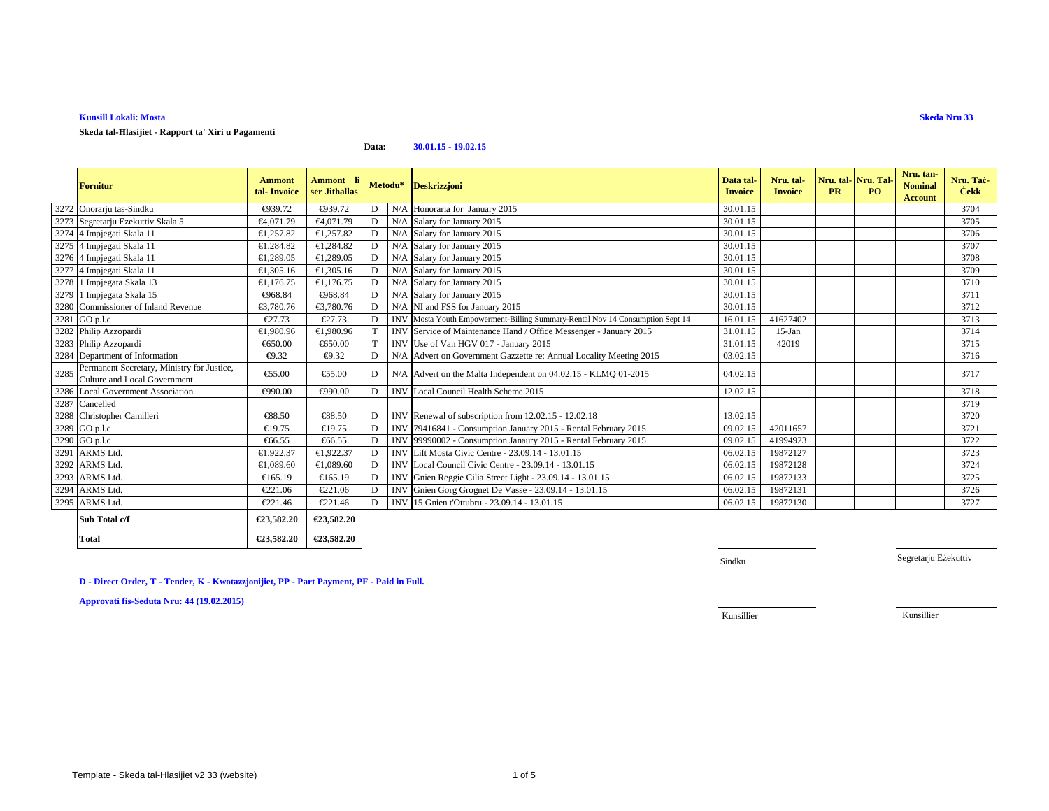**Kunsill Lokali: Mosta**

**Skeda Nru 33**

**Skeda tal-Ħlasijiet - Rapport ta' Xiri u Pagamenti**

**Data: 30.01.15 - 19.02.15**

| | Fornitur | Ammont tal- Invoice | Ammont li ser Jithallas | Metodu* | | Deskrizzjoni | Data tal-Invoice | Nru. tal-Invoice | Nru. tal-PR | Nru. Tal-PO | Nru. tan-Nominal Account | Nru. Taċ-Ċekk |
|---|---|---|---|---|---|---|---|---|---|---|---|---|
| 3272 | Onorarju tas-Sindku | €939.72 | €939.72 | D | N/A | Honoraria for January 2015 | 30.01.15 | | | | | 3704 |
| 3273 | Segretarju Ezekuttiv Skala 5 | €4,071.79 | €4,071.79 | D | N/A | Salary for January 2015 | 30.01.15 | | | | | 3705 |
| 3274 | 4 Impjegati Skala 11 | €1,257.82 | €1,257.82 | D | N/A | Salary for January 2015 | 30.01.15 | | | | | 3706 |
| 3275 | 4 Impjegati Skala 11 | €1,284.82 | €1,284.82 | D | N/A | Salary for January 2015 | 30.01.15 | | | | | 3707 |
| 3276 | 4 Impjegati Skala 11 | €1,289.05 | €1,289.05 | D | N/A | Salary for January 2015 | 30.01.15 | | | | | 3708 |
| 3277 | 4 Impjegati Skala 11 | €1,305.16 | €1,305.16 | D | N/A | Salary for January 2015 | 30.01.15 | | | | | 3709 |
| 3278 | 1 Impjegata Skala 13 | €1,176.75 | €1,176.75 | D | N/A | Salary for January 2015 | 30.01.15 | | | | | 3710 |
| 3279 | 1 Impjegata Skala 15 | €968.84 | €968.84 | D | N/A | Salary for January 2015 | 30.01.15 | | | | | 3711 |
| 3280 | Commissioner of Inland Revenue | €3,780.76 | €3,780.76 | D | N/A | NI and FSS for January 2015 | 30.01.15 | | | | | 3712 |
| 3281 | GO p.l.c | €27.73 | €27.73 | D | INV | Mosta Youth Empowerment-Billing Summary-Rental Nov 14 Consumption Sept 14 | 16.01.15 | 41627402 | | | | 3713 |
| 3282 | Philip Azzopardi | €1,980.96 | €1,980.96 | T | INV | Service of Maintenance Hand / Office Messenger - January 2015 | 31.01.15 | 15-Jan | | | | 3714 |
| 3283 | Philip Azzopardi | €650.00 | €650.00 | T | INV | Use of Van HGV 017 - January 2015 | 31.01.15 | 42019 | | | | 3715 |
| 3284 | Department of Information | €9.32 | €9.32 | D | N/A | Advert on Government Gazzette re: Annual Locality Meeting 2015 | 03.02.15 | | | | | 3716 |
| 3285 | Permanent Secretary, Ministry for Justice, Culture and Local Government | €55.00 | €55.00 | D | N/A | Advert on the Malta Independent on 04.02.15 - KLMQ 01-2015 | 04.02.15 | | | | | 3717 |
| 3286 | Local Government Association | €990.00 | €990.00 | D | INV | Local Council Health Scheme 2015 | 12.02.15 | | | | | 3718 |
| 3287 | Cancelled | | | | | | | | | | | 3719 |
| 3288 | Christopher Camilleri | €88.50 | €88.50 | D | INV | Renewal of subscription from 12.02.15 - 12.02.18 | 13.02.15 | | | | | 3720 |
| 3289 | GO p.l.c | €19.75 | €19.75 | D | INV | 79416841 - Consumption January 2015 - Rental February 2015 | 09.02.15 | 42011657 | | | | 3721 |
| 3290 | GO p.l.c | €66.55 | €66.55 | D | INV | 99990002 - Consumption Janaury 2015 - Rental February 2015 | 09.02.15 | 41994923 | | | | 3722 |
| 3291 | ARMS Ltd. | €1,922.37 | €1,922.37 | D | INV | Lift Mosta Civic Centre - 23.09.14 - 13.01.15 | 06.02.15 | 19872127 | | | | 3723 |
| 3292 | ARMS Ltd. | €1,089.60 | €1,089.60 | D | INV | Local Council Civic Centre - 23.09.14 - 13.01.15 | 06.02.15 | 19872128 | | | | 3724 |
| 3293 | ARMS Ltd. | €165.19 | €165.19 | D | INV | Gnien Reggie Cilia Street Light - 23.09.14 - 13.01.15 | 06.02.15 | 19872133 | | | | 3725 |
| 3294 | ARMS Ltd. | €221.06 | €221.06 | D | INV | Gnien Gorg Grognet De Vasse - 23.09.14 - 13.01.15 | 06.02.15 | 19872131 | | | | 3726 |
| 3295 | ARMS Ltd. | €221.46 | €221.46 | D | INV | 15 Gnien t'Ottubru - 23.09.14 - 13.01.15 | 06.02.15 | 19872130 | | | | 3727 |
| | **Sub Total c/f** | **€23,582.20** | **€23,582.20** | | | | | | | | | |
| | **Total** | **€23,582.20** | **€23,582.20** | | | | | | | | | |

Sindku

Segretarju Eżekuttiv

**D - Direct Order, T - Tender, K - Kwotazzjonijiet, PP - Part Payment, PF - Paid in Full.**

**Approvati fis-Seduta Nru: 44 (19.02.2015)**

Kunsillier

Kunsillier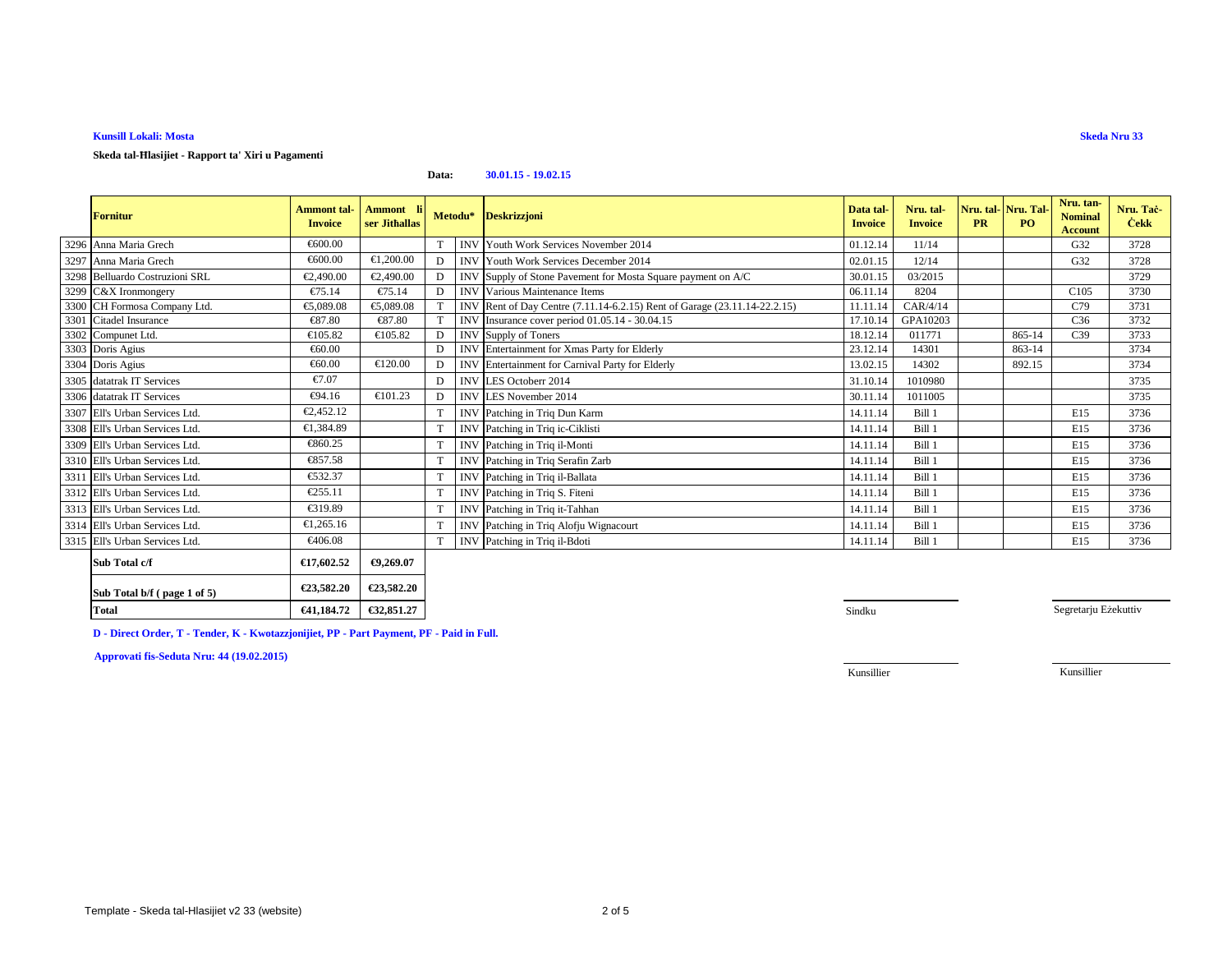**Kunsill Lokali: Mosta**

**Skeda Nru 33**

**Skeda tal-Ħlasijiet - Rapport ta' Xiri u Pagamenti**

**Data:** **30.01.15 - 19.02.15**

| | Fornitur | Ammont tal-Invoice | Ammont li ser Jithallas | Metodu* | | Deskrizzjoni | Data tal-Invoice | Nru. tal-Invoice | Nru. tal-PR | Nru. Tal-PO | Nru. tan-Nominal Account | Nru. Taċ-Ċekk |
|---|---|---|---|---|---|---|---|---|---|---|---|---|
| 3296 | Anna Maria Grech | €600.00 | | T | INV | Youth Work Services November 2014 | 01.12.14 | 11/14 | | | G32 | 3728 |
| 3297 | Anna Maria Grech | €600.00 | €1,200.00 | D | INV | Youth Work Services December 2014 | 02.01.15 | 12/14 | | | G32 | 3728 |
| 3298 | Belluardo Costruzioni SRL | €2,490.00 | €2,490.00 | D | INV | Supply of Stone Pavement for Mosta Square payment on A/C | 30.01.15 | 03/2015 | | | | 3729 |
| 3299 | C&X Ironmongery | €75.14 | €75.14 | D | INV | Various Maintenance Items | 06.11.14 | 8204 | | | C105 | 3730 |
| 3300 | CH Formosa Company Ltd. | €5,089.08 | €5,089.08 | T | INV | Rent of Day Centre (7.11.14-6.2.15) Rent of Garage (23.11.14-22.2.15) | 11.11.14 | CAR/4/14 | | | C79 | 3731 |
| 3301 | Citadel Insurance | €87.80 | €87.80 | T | INV | Insurance cover period 01.05.14 - 30.04.15 | 17.10.14 | GPA10203 | | | C36 | 3732 |
| 3302 | Compunet Ltd. | €105.82 | €105.82 | D | INV | Supply of Toners | 18.12.14 | 011771 | | 865-14 | C39 | 3733 |
| 3303 | Doris Agius | €60.00 | | D | INV | Entertainment for Xmas Party for Elderly | 23.12.14 | 14301 | | 863-14 | | 3734 |
| 3304 | Doris Agius | €60.00 | €120.00 | D | INV | Entertainment for Carnival Party for Elderly | 13.02.15 | 14302 | | 892.15 | | 3734 |
| 3305 | datatrak IT Services | €7.07 | | D | INV | LES Octoberr 2014 | 31.10.14 | 1010980 | | | | 3735 |
| 3306 | datatrak IT Services | €94.16 | €101.23 | D | INV | LES November 2014 | 30.11.14 | 1011005 | | | | 3735 |
| 3307 | Ell's Urban Services Ltd. | €2,452.12 | | T | INV | Patching in Triq Dun Karm | 14.11.14 | Bill 1 | | | E15 | 3736 |
| 3308 | Ell's Urban Services Ltd. | €1,384.89 | | T | INV | Patching in Triq ic-Ciklisti | 14.11.14 | Bill 1 | | | E15 | 3736 |
| 3309 | Ell's Urban Services Ltd. | €860.25 | | T | INV | Patching in Triq il-Monti | 14.11.14 | Bill 1 | | | E15 | 3736 |
| 3310 | Ell's Urban Services Ltd. | €857.58 | | T | INV | Patching in Triq Serafin Zarb | 14.11.14 | Bill 1 | | | E15 | 3736 |
| 3311 | Ell's Urban Services Ltd. | €532.37 | | T | INV | Patching in Triq il-Ballata | 14.11.14 | Bill 1 | | | E15 | 3736 |
| 3312 | Ell's Urban Services Ltd. | €255.11 | | T | INV | Patching in Triq S. Fiteni | 14.11.14 | Bill 1 | | | E15 | 3736 |
| 3313 | Ell's Urban Services Ltd. | €319.89 | | T | INV | Patching in Triq it-Tahhan | 14.11.14 | Bill 1 | | | E15 | 3736 |
| 3314 | Ell's Urban Services Ltd. | €1,265.16 | | T | INV | Patching in Triq Alofju Wignacourt | 14.11.14 | Bill 1 | | | E15 | 3736 |
| 3315 | Ell's Urban Services Ltd. | €406.08 | | T | INV | Patching in Triq il-Bdoti | 14.11.14 | Bill 1 | | | E15 | 3736 |
| | **Sub Total c/f** | **€17,602.52** | **€9,269.07** | | | | | | | | | |
| | **Sub Total b/f ( page 1 of 5)** | **€23,582.20** | **€23,582.20** | | | | | | | | | |
| | **Total** | **€41,184.72** | **€32,851.27** | | | | | | | | | |

Sindku

Segretarju Eżekuttiv

**D - Direct Order, T - Tender, K - Kwotazzjonijiet, PP - Part Payment, PF - Paid in Full.**

**Approvati fis-Seduta Nru: 44 (19.02.2015)**

Kunsillier

Kunsillier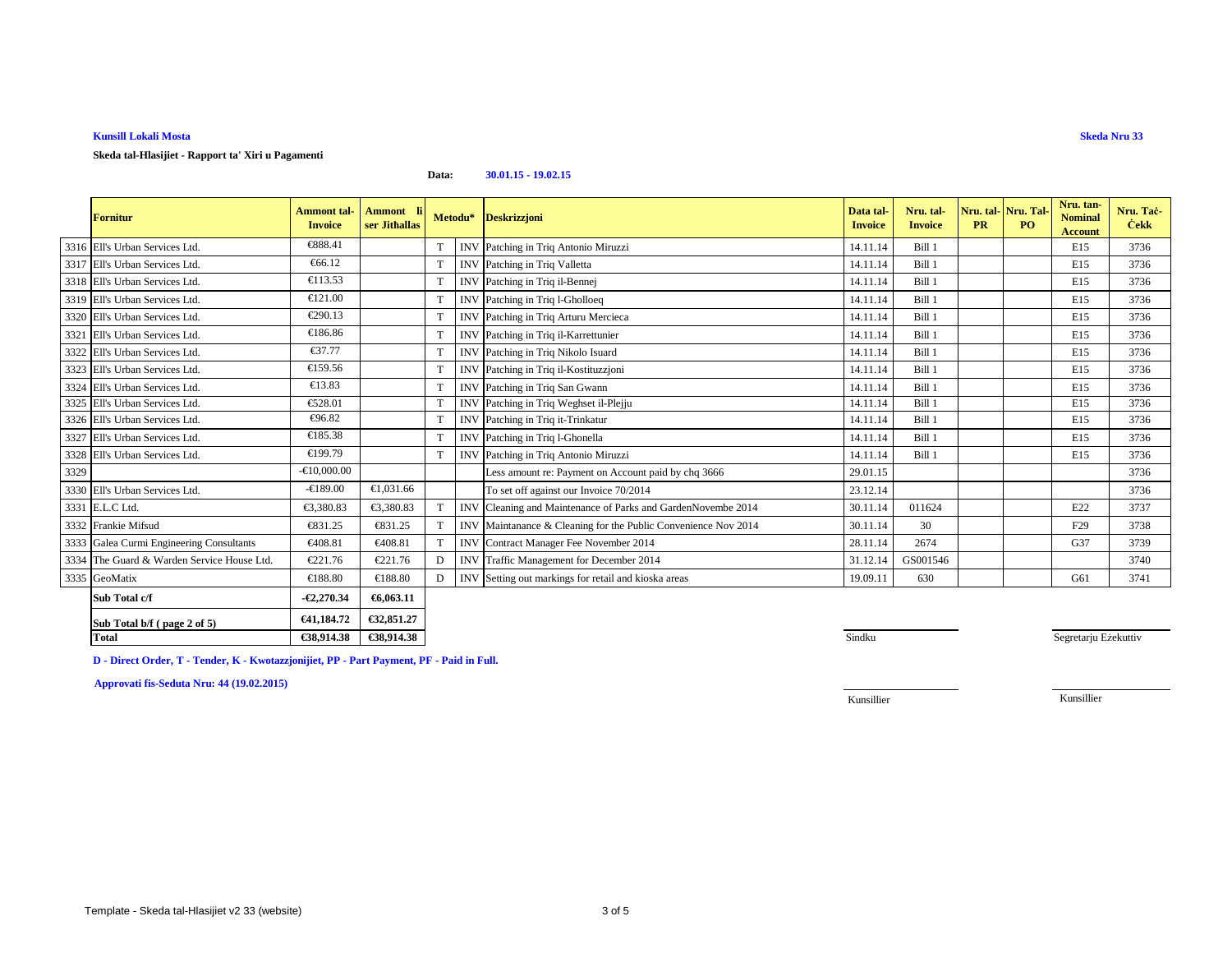**Kunsill Lokali Mosta**

**Skeda Nru 33**

**Skeda tal-Hlasijiet - Rapport ta' Xiri u Pagamenti**

**Data: 30.01.15 - 19.02.15**

| | Fornitur | Ammont tal-Invoice | Ammont li ser Jithallas | Metodu* | | Deskrizzjoni | Data tal-Invoice | Nru. tal-Invoice | Nru. tal-PR | Nru. Tal-PO | Nru. tan-Nominal Account | Nru. Taċ-Ċekk |
|---|---|---|---|---|---|---|---|---|---|---|---|---|
| 3316 | Ell's Urban Services Ltd. | €888.41 | | T | INV | Patching in Triq Antonio Miruzzi | 14.11.14 | Bill 1 | | | E15 | 3736 |
| 3317 | Ell's Urban Services Ltd. | €66.12 | | T | INV | Patching in Triq Valletta | 14.11.14 | Bill 1 | | | E15 | 3736 |
| 3318 | Ell's Urban Services Ltd. | €113.53 | | T | INV | Patching in Triq il-Bennej | 14.11.14 | Bill 1 | | | E15 | 3736 |
| 3319 | Ell's Urban Services Ltd. | €121.00 | | T | INV | Patching in Triq l-Gholloeq | 14.11.14 | Bill 1 | | | E15 | 3736 |
| 3320 | Ell's Urban Services Ltd. | €290.13 | | T | INV | Patching in Triq Arturu Mercieca | 14.11.14 | Bill 1 | | | E15 | 3736 |
| 3321 | Ell's Urban Services Ltd. | €186.86 | | T | INV | Patching in Triq il-Karrettunier | 14.11.14 | Bill 1 | | | E15 | 3736 |
| 3322 | Ell's Urban Services Ltd. | €37.77 | | T | INV | Patching in Triq Nikolo Isuard | 14.11.14 | Bill 1 | | | E15 | 3736 |
| 3323 | Ell's Urban Services Ltd. | €159.56 | | T | INV | Patching in Triq il-Kostituzzjoni | 14.11.14 | Bill 1 | | | E15 | 3736 |
| 3324 | Ell's Urban Services Ltd. | €13.83 | | T | INV | Patching in Triq San Gwann | 14.11.14 | Bill 1 | | | E15 | 3736 |
| 3325 | Ell's Urban Services Ltd. | €528.01 | | T | INV | Patching in Triq Weghset il-Plejju | 14.11.14 | Bill 1 | | | E15 | 3736 |
| 3326 | Ell's Urban Services Ltd. | €96.82 | | T | INV | Patching in Triq it-Trinkatur | 14.11.14 | Bill 1 | | | E15 | 3736 |
| 3327 | Ell's Urban Services Ltd. | €185.38 | | T | INV | Patching in Triq l-Ghonella | 14.11.14 | Bill 1 | | | E15 | 3736 |
| 3328 | Ell's Urban Services Ltd. | €199.79 | | T | INV | Patching in Triq Antonio Miruzzi | 14.11.14 | Bill 1 | | | E15 | 3736 |
| 3329 | | -€10,000.00 | | | | Less amount re: Payment on Account paid by chq 3666 | 29.01.15 | | | | | 3736 |
| 3330 | Ell's Urban Services Ltd. | -€189.00 | €1,031.66 | | | To set off against our Invoice 70/2014 | 23.12.14 | | | | | 3736 |
| 3331 | E.L.C Ltd. | €3,380.83 | €3,380.83 | T | INV | Cleaning and Maintenance of Parks and GardenNovembe 2014 | 30.11.14 | 011624 | | | E22 | 3737 |
| 3332 | Frankie Mifsud | €831.25 | €831.25 | T | INV | Maintanance & Cleaning for the Public Convenience Nov 2014 | 30.11.14 | 30 | | | F29 | 3738 |
| 3333 | Galea Curmi Engineering Consultants | €408.81 | €408.81 | T | INV | Contract Manager Fee November 2014 | 28.11.14 | 2674 | | | G37 | 3739 |
| 3334 | The Guard & Warden Service House Ltd. | €221.76 | €221.76 | D | INV | Traffic Management for December 2014 | 31.12.14 | GS001546 | | | | 3740 |
| 3335 | GeoMatix | €188.80 | €188.80 | D | INV | Setting out markings for retail and kioska areas | 19.09.11 | 630 | | | G61 | 3741 |
| | **Sub Total c/f** | **-€2,270.34** | **€6,063.11** | | | | | | | | | |
| | **Sub Total b/f ( page 2 of 5)** | **€41,184.72** | **€32,851.27** | | | | | | | | | |
| | **Total** | **€38,914.38** | **€38,914.38** | | | | | | | | | |

**D - Direct Order, T - Tender, K - Kwotazzjonijiet, PP - Part Payment, PF - Paid in Full.**

**Approvati fis-Seduta Nru: 44 (19.02.2015)**

Sindku

Segretarju Eżekuttiv

Kunsillier

Kunsillier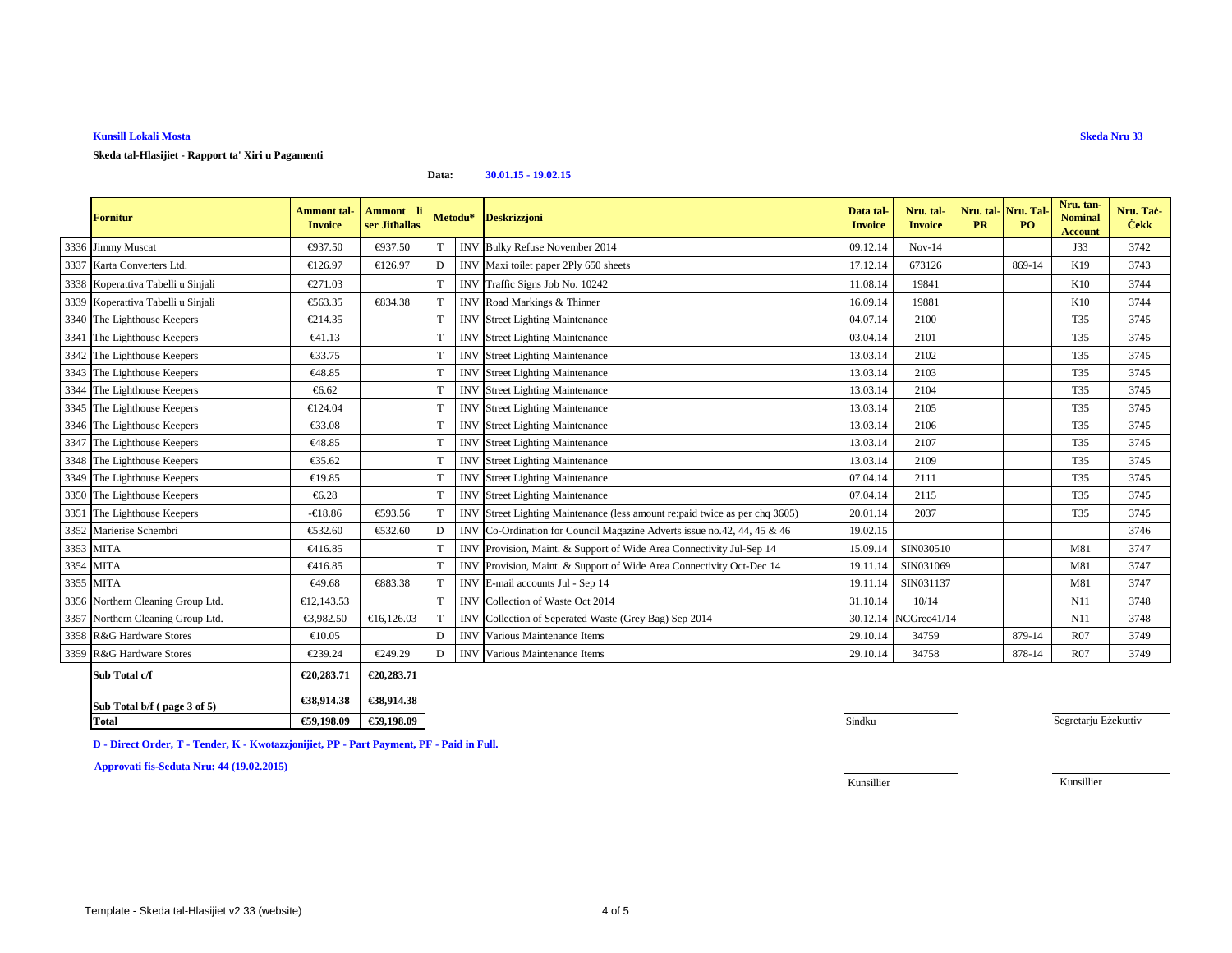**Kunsill Lokali Mosta** **Skeda Nru 33**

**Skeda tal-Hlasijiet - Rapport ta' Xiri u Pagamenti**

**Data:** **30.01.15 - 19.02.15**

| | Fornitur | Ammont tal-Invoice | Ammont li ser Jithallas | Metodu* | | Deskrizzjoni | Data tal-Invoice | Nru. tal-Invoice | Nru. tal-PR | Nru. Tal-PO | Nru. tan-Nominal Account | Nru. Taċ-Ċekk |
|---|---|---|---|---|---|---|---|---|---|---|---|---|
| 3336 | Jimmy Muscat | €937.50 | €937.50 | T | INV | Bulky Refuse November 2014 | 09.12.14 | Nov-14 | | | J33 | 3742 |
| 3337 | Karta Converters Ltd. | €126.97 | €126.97 | D | INV | Maxi toilet paper 2Ply 650 sheets | 17.12.14 | 673126 | | 869-14 | K19 | 3743 |
| 3338 | Koperattiva Tabelli u Sinjali | €271.03 | | T | INV | Traffic Signs Job No. 10242 | 11.08.14 | 19841 | | | K10 | 3744 |
| 3339 | Koperattiva Tabelli u Sinjali | €563.35 | €834.38 | T | INV | Road Markings & Thinner | 16.09.14 | 19881 | | | K10 | 3744 |
| 3340 | The Lighthouse Keepers | €214.35 | | T | INV | Street Lighting Maintenance | 04.07.14 | 2100 | | | T35 | 3745 |
| 3341 | The Lighthouse Keepers | €41.13 | | T | INV | Street Lighting Maintenance | 03.04.14 | 2101 | | | T35 | 3745 |
| 3342 | The Lighthouse Keepers | €33.75 | | T | INV | Street Lighting Maintenance | 13.03.14 | 2102 | | | T35 | 3745 |
| 3343 | The Lighthouse Keepers | €48.85 | | T | INV | Street Lighting Maintenance | 13.03.14 | 2103 | | | T35 | 3745 |
| 3344 | The Lighthouse Keepers | €6.62 | | T | INV | Street Lighting Maintenance | 13.03.14 | 2104 | | | T35 | 3745 |
| 3345 | The Lighthouse Keepers | €124.04 | | T | INV | Street Lighting Maintenance | 13.03.14 | 2105 | | | T35 | 3745 |
| 3346 | The Lighthouse Keepers | €33.08 | | T | INV | Street Lighting Maintenance | 13.03.14 | 2106 | | | T35 | 3745 |
| 3347 | The Lighthouse Keepers | €48.85 | | T | INV | Street Lighting Maintenance | 13.03.14 | 2107 | | | T35 | 3745 |
| 3348 | The Lighthouse Keepers | €35.62 | | T | INV | Street Lighting Maintenance | 13.03.14 | 2109 | | | T35 | 3745 |
| 3349 | The Lighthouse Keepers | €19.85 | | T | INV | Street Lighting Maintenance | 07.04.14 | 2111 | | | T35 | 3745 |
| 3350 | The Lighthouse Keepers | €6.28 | | T | INV | Street Lighting Maintenance | 07.04.14 | 2115 | | | T35 | 3745 |
| 3351 | The Lighthouse Keepers | -€18.86 | €593.56 | T | INV | Street Lighting Maintenance (less amount re:paid twice as per chq 3605) | 20.01.14 | 2037 | | | T35 | 3745 |
| 3352 | Marierise Schembri | €532.60 | €532.60 | D | INV | Co-Ordination for Council Magazine Adverts issue no.42, 44, 45 & 46 | 19.02.15 | | | | | 3746 |
| 3353 | MITA | €416.85 | | T | INV | Provision, Maint. & Support of Wide Area Connectivity Jul-Sep 14 | 15.09.14 | SIN030510 | | | M81 | 3747 |
| 3354 | MITA | €416.85 | | T | INV | Provision, Maint. & Support of Wide Area Connectivity Oct-Dec 14 | 19.11.14 | SIN031069 | | | M81 | 3747 |
| 3355 | MITA | €49.68 | €883.38 | T | INV | E-mail accounts Jul - Sep 14 | 19.11.14 | SIN031137 | | | M81 | 3747 |
| 3356 | Northern Cleaning Group Ltd. | €12,143.53 | | T | INV | Collection of Waste Oct 2014 | 31.10.14 | 10/14 | | | N11 | 3748 |
| 3357 | Northern Cleaning Group Ltd. | €3,982.50 | €16,126.03 | T | INV | Collection of Seperated Waste (Grey Bag) Sep 2014 | 30.12.14 | NCGrec41/14 | | | N11 | 3748 |
| 3358 | R&G Hardware Stores | €10.05 | | D | INV | Various Maintenance Items | 29.10.14 | 34759 | | 879-14 | R07 | 3749 |
| 3359 | R&G Hardware Stores | €239.24 | €249.29 | D | INV | Various Maintenance Items | 29.10.14 | 34758 | | 878-14 | R07 | 3749 |
| | **Sub Total c/f** | **€20,283.71** | **€20,283.71** | | | | | | | | | |
| | **Sub Total b/f ( page 3 of 5)** | **€38,914.38** | **€38,914.38** | | | | | | | | | |
| | **Total** | **€59,198.09** | **€59,198.09** | | | | | | | | | |

**D - Direct Order, T - Tender, K - Kwotazzjonijiet, PP - Part Payment, PF - Paid in Full.**

**Approvati fis-Seduta Nru: 44 (19.02.2015)**

Sindku &nbsp;&nbsp;&nbsp;&nbsp; Segretarju Eżekuttiv

Kunsillier &nbsp;&nbsp;&nbsp;&nbsp; Kunsillier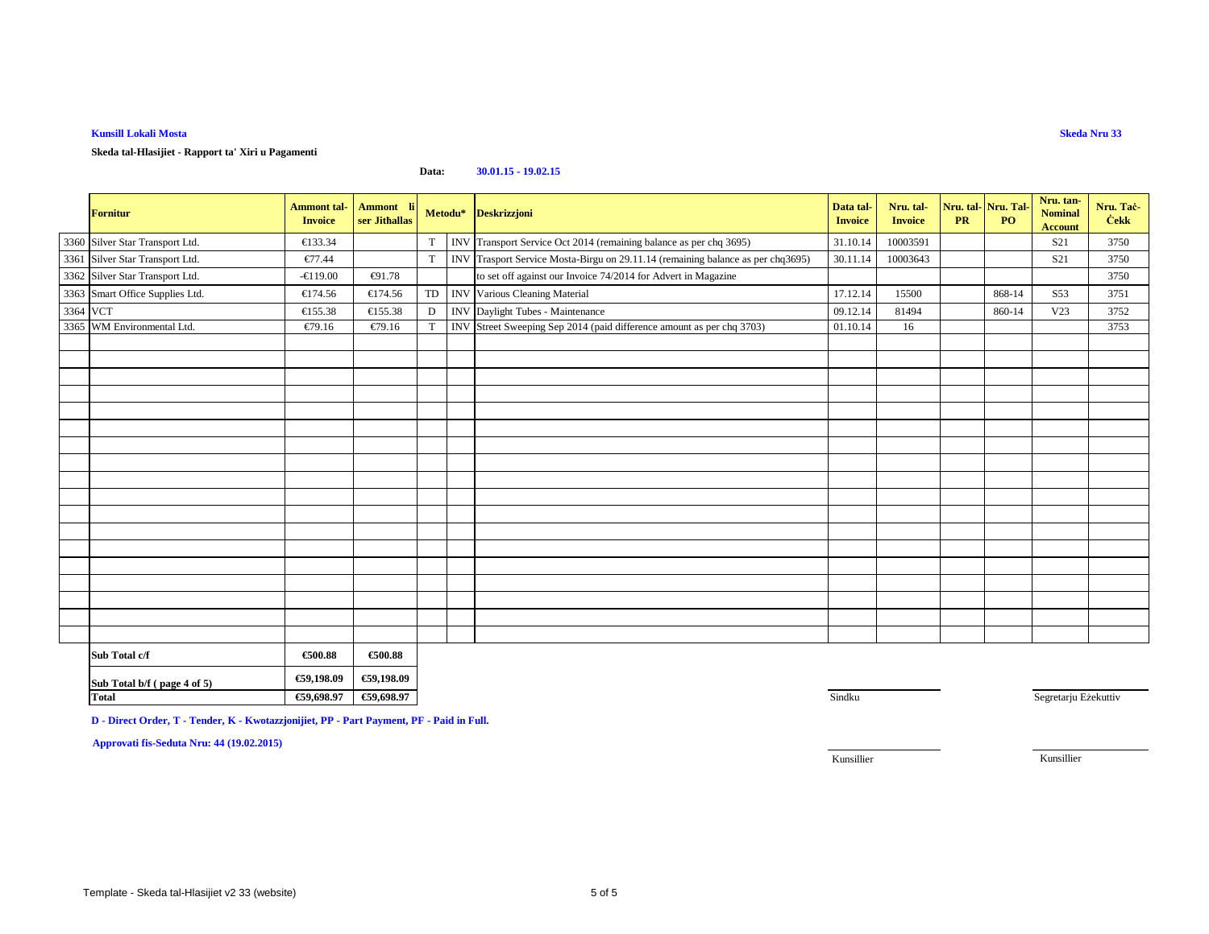**Kunsill Lokali Mosta**

**Skeda Nru 33**

**Skeda tal-Hlasijiet - Rapport ta' Xiri u Pagamenti**

**Data: 30.01.15 - 19.02.15**

| | Fornitur | Ammont tal-Invoice | Ammont li ser Jithallas | Metodu* | | Deskrizzjoni | Data tal-Invoice | Nru. tal-Invoice | Nru. tal-PR | Nru. Tal-PO | Nru. tan-Nominal Account | Nru. Taċ-Ċekk |
|---|---|---|---|---|---|---|---|---|---|---|---|---|
| 3360 | Silver Star Transport Ltd. | €133.34 | | T | INV | Transport Service Oct 2014 (remaining balance as per chq 3695) | 31.10.14 | 10003591 | | | S21 | 3750 |
| 3361 | Silver Star Transport Ltd. | €77.44 | | T | INV | Trasport Service Mosta-Birgu on 29.11.14 (remaining balance as per chq3695) | 30.11.14 | 10003643 | | | S21 | 3750 |
| 3362 | Silver Star Transport Ltd. | -€119.00 | €91.78 | | | to set off against our Invoice 74/2014 for Advert in Magazine | | | | | | 3750 |
| 3363 | Smart Office Supplies Ltd. | €174.56 | €174.56 | TD | INV | Various Cleaning Material | 17.12.14 | 15500 | | 868-14 | S53 | 3751 |
| 3364 | VCT | €155.38 | €155.38 | D | INV | Daylight Tubes - Maintenance | 09.12.14 | 81494 | | 860-14 | V23 | 3752 |
| 3365 | WM Environmental Ltd. | €79.16 | €79.16 | T | INV | Street Sweeping Sep 2014 (paid difference amount as per chq 3703) | 01.10.14 | 16 | | | | 3753 |

| | Ammont tal-Invoice | Ammont li ser Jithallas |
|---|---|---|
| **Sub Total c/f** | **€500.88** | **€500.88** |
| **Sub Total b/f ( page 4 of 5)** | **€59,198.09** | **€59,198.09** |
| **Total** | **€59,698.97** | **€59,698.97** |

**D - Direct Order, T - Tender, K - Kwotazzjonijiet, PP - Part Payment, PF - Paid in Full.**

**Approvati fis-Seduta Nru: 44 (19.02.2015)**

Sindku

Segretarju Eżekuttiv

Kunsillier

Kunsillier

Template - Skeda tal-Hlasijiet v2 33 (website)